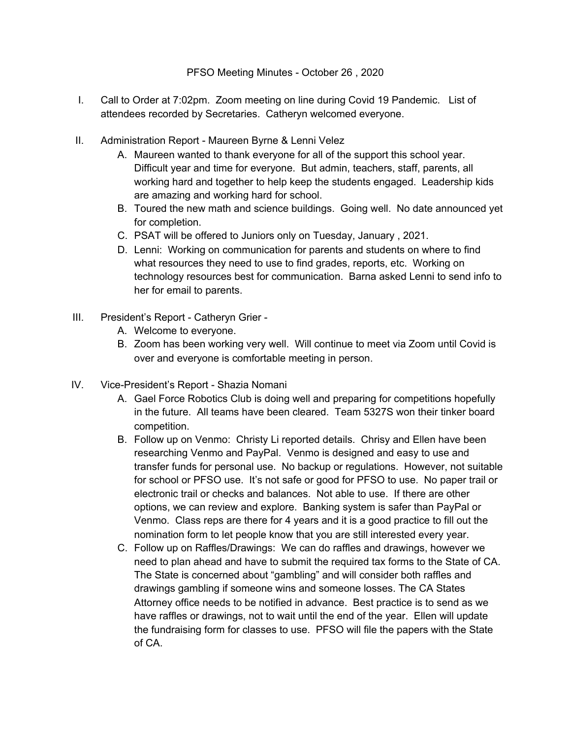PFSO Meeting Minutes - October 26 , 2020

I. Call to Order at 7:02pm. Zoom meeting on line during Covid 19 Pandemic. List of attendees recorded by Secretaries. Catheryn welcomed everyone.

II. Administration Report - Maureen Byrne & Lenni Velez
   A. Maureen wanted to thank everyone for all of the support this school year. Difficult year and time for everyone. But admin, teachers, staff, parents, all working hard and together to help keep the students engaged. Leadership kids are amazing and working hard for school.
   B. Toured the new math and science buildings. Going well. No date announced yet for completion.
   C. PSAT will be offered to Juniors only on Tuesday, January , 2021.
   D. Lenni: Working on communication for parents and students on where to find what resources they need to use to find grades, reports, etc. Working on technology resources best for communication. Barna asked Lenni to send info to her for email to parents.

III. President's Report - Catheryn Grier -
   A. Welcome to everyone.
   B. Zoom has been working very well. Will continue to meet via Zoom until Covid is over and everyone is comfortable meeting in person.

IV. Vice-President's Report - Shazia Nomani
   A. Gael Force Robotics Club is doing well and preparing for competitions hopefully in the future. All teams have been cleared. Team 5327S won their tinker board competition.
   B. Follow up on Venmo: Christy Li reported details. Chrisy and Ellen have been researching Venmo and PayPal. Venmo is designed and easy to use and transfer funds for personal use. No backup or regulations. However, not suitable for school or PFSO use. It's not safe or good for PFSO to use. No paper trail or electronic trail or checks and balances. Not able to use. If there are other options, we can review and explore. Banking system is safer than PayPal or Venmo. Class reps are there for 4 years and it is a good practice to fill out the nomination form to let people know that you are still interested every year.
   C. Follow up on Raffles/Drawings: We can do raffles and drawings, however we need to plan ahead and have to submit the required tax forms to the State of CA. The State is concerned about "gambling" and will consider both raffles and drawings gambling if someone wins and someone losses. The CA States Attorney office needs to be notified in advance. Best practice is to send as we have raffles or drawings, not to wait until the end of the year. Ellen will update the fundraising form for classes to use. PFSO will file the papers with the State of CA.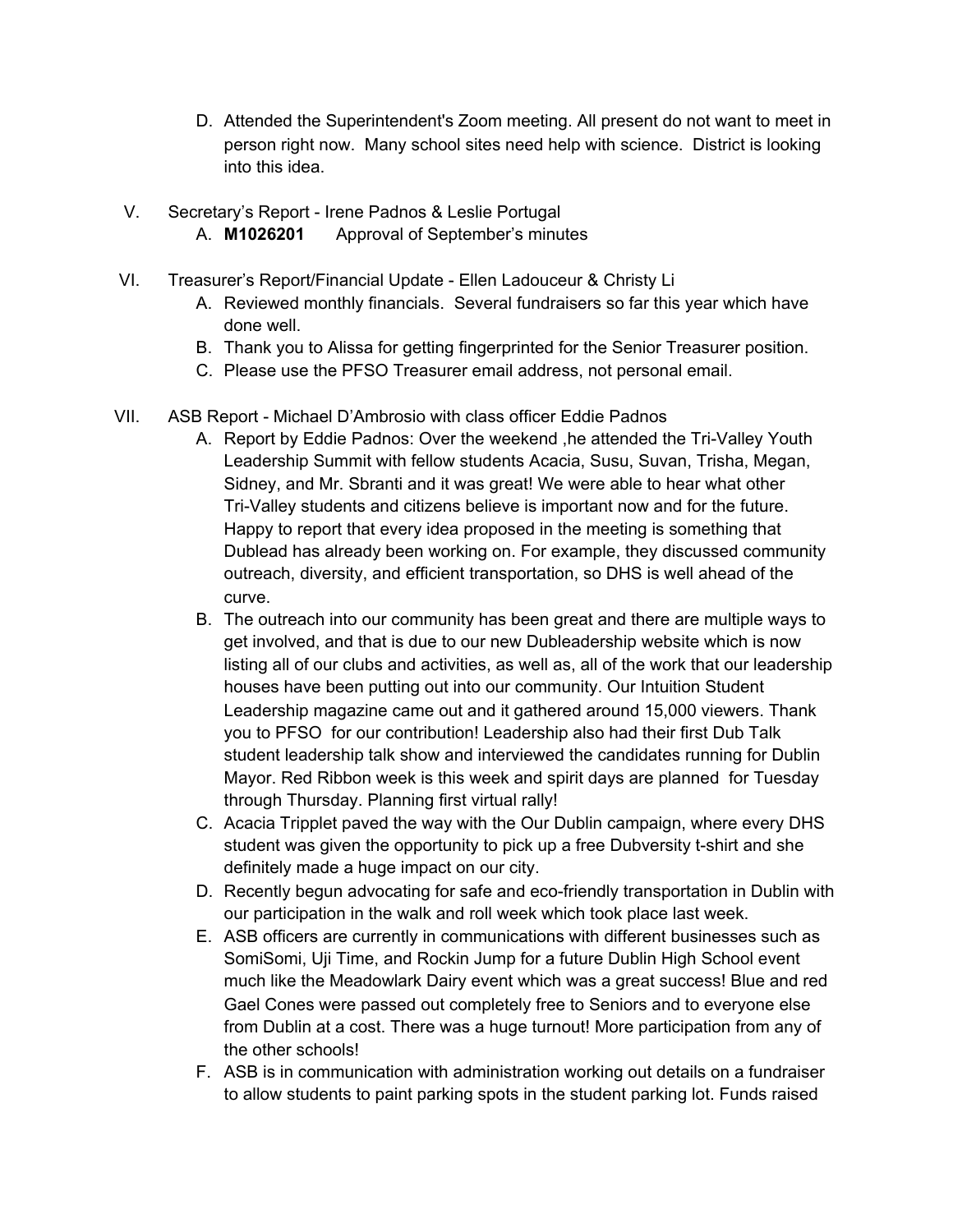D. Attended the Superintendent's Zoom meeting. All present do not want to meet in person right now. Many school sites need help with science. District is looking into this idea.

V. Secretary's Report - Irene Padnos & Leslie Portugal
   A. **M1026201** Approval of September's minutes

VI. Treasurer's Report/Financial Update - Ellen Ladouceur & Christy Li
   A. Reviewed monthly financials. Several fundraisers so far this year which have done well.
   B. Thank you to Alissa for getting fingerprinted for the Senior Treasurer position.
   C. Please use the PFSO Treasurer email address, not personal email.

VII. ASB Report - Michael D'Ambrosio with class officer Eddie Padnos
   A. Report by Eddie Padnos: Over the weekend ,he attended the Tri-Valley Youth Leadership Summit with fellow students Acacia, Susu, Suvan, Trisha, Megan, Sidney, and Mr. Sbranti and it was great! We were able to hear what other Tri-Valley students and citizens believe is important now and for the future. Happy to report that every idea proposed in the meeting is something that Dublead has already been working on. For example, they discussed community outreach, diversity, and efficient transportation, so DHS is well ahead of the curve.
   B. The outreach into our community has been great and there are multiple ways to get involved, and that is due to our new Dubleadership website which is now listing all of our clubs and activities, as well as, all of the work that our leadership houses have been putting out into our community. Our Intuition Student Leadership magazine came out and it gathered around 15,000 viewers. Thank you to PFSO for our contribution! Leadership also had their first Dub Talk student leadership talk show and interviewed the candidates running for Dublin Mayor. Red Ribbon week is this week and spirit days are planned for Tuesday through Thursday. Planning first virtual rally!
   C. Acacia Tripplet paved the way with the Our Dublin campaign, where every DHS student was given the opportunity to pick up a free Dubversity t-shirt and she definitely made a huge impact on our city.
   D. Recently begun advocating for safe and eco-friendly transportation in Dublin with our participation in the walk and roll week which took place last week.
   E. ASB officers are currently in communications with different businesses such as SomiSomi, Uji Time, and Rockin Jump for a future Dublin High School event much like the Meadowlark Dairy event which was a great success! Blue and red Gael Cones were passed out completely free to Seniors and to everyone else from Dublin at a cost. There was a huge turnout! More participation from any of the other schools!
   F. ASB is in communication with administration working out details on a fundraiser to allow students to paint parking spots in the student parking lot. Funds raised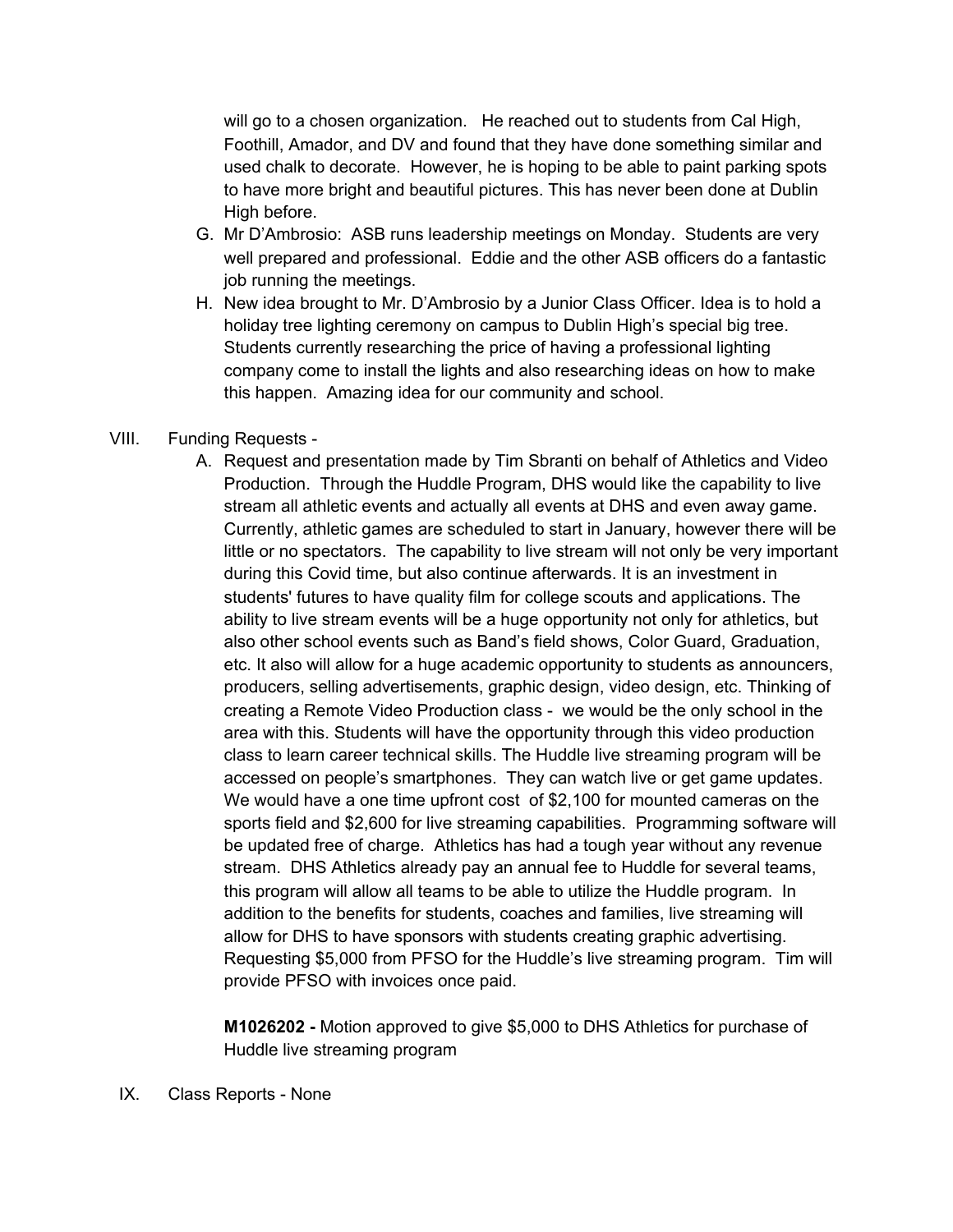will go to a chosen organization. He reached out to students from Cal High, Foothill, Amador, and DV and found that they have done something similar and used chalk to decorate. However, he is hoping to be able to paint parking spots to have more bright and beautiful pictures. This has never been done at Dublin High before.

G. Mr D'Ambrosio: ASB runs leadership meetings on Monday. Students are very well prepared and professional. Eddie and the other ASB officers do a fantastic job running the meetings.

H. New idea brought to Mr. D'Ambrosio by a Junior Class Officer. Idea is to hold a holiday tree lighting ceremony on campus to Dublin High's special big tree. Students currently researching the price of having a professional lighting company come to install the lights and also researching ideas on how to make this happen. Amazing idea for our community and school.

VIII. Funding Requests -

A. Request and presentation made by Tim Sbranti on behalf of Athletics and Video Production. Through the Huddle Program, DHS would like the capability to live stream all athletic events and actually all events at DHS and even away game. Currently, athletic games are scheduled to start in January, however there will be little or no spectators. The capability to live stream will not only be very important during this Covid time, but also continue afterwards. It is an investment in students' futures to have quality film for college scouts and applications. The ability to live stream events will be a huge opportunity not only for athletics, but also other school events such as Band's field shows, Color Guard, Graduation, etc. It also will allow for a huge academic opportunity to students as announcers, producers, selling advertisements, graphic design, video design, etc. Thinking of creating a Remote Video Production class - we would be the only school in the area with this. Students will have the opportunity through this video production class to learn career technical skills. The Huddle live streaming program will be accessed on people's smartphones. They can watch live or get game updates. We would have a one time upfront cost of $2,100 for mounted cameras on the sports field and $2,600 for live streaming capabilities. Programming software will be updated free of charge. Athletics has had a tough year without any revenue stream. DHS Athletics already pay an annual fee to Huddle for several teams, this program will allow all teams to be able to utilize the Huddle program. In addition to the benefits for students, coaches and families, live streaming will allow for DHS to have sponsors with students creating graphic advertising. Requesting $5,000 from PFSO for the Huddle's live streaming program. Tim will provide PFSO with invoices once paid.

**M1026202 -** Motion approved to give $5,000 to DHS Athletics for purchase of Huddle live streaming program

IX. Class Reports - None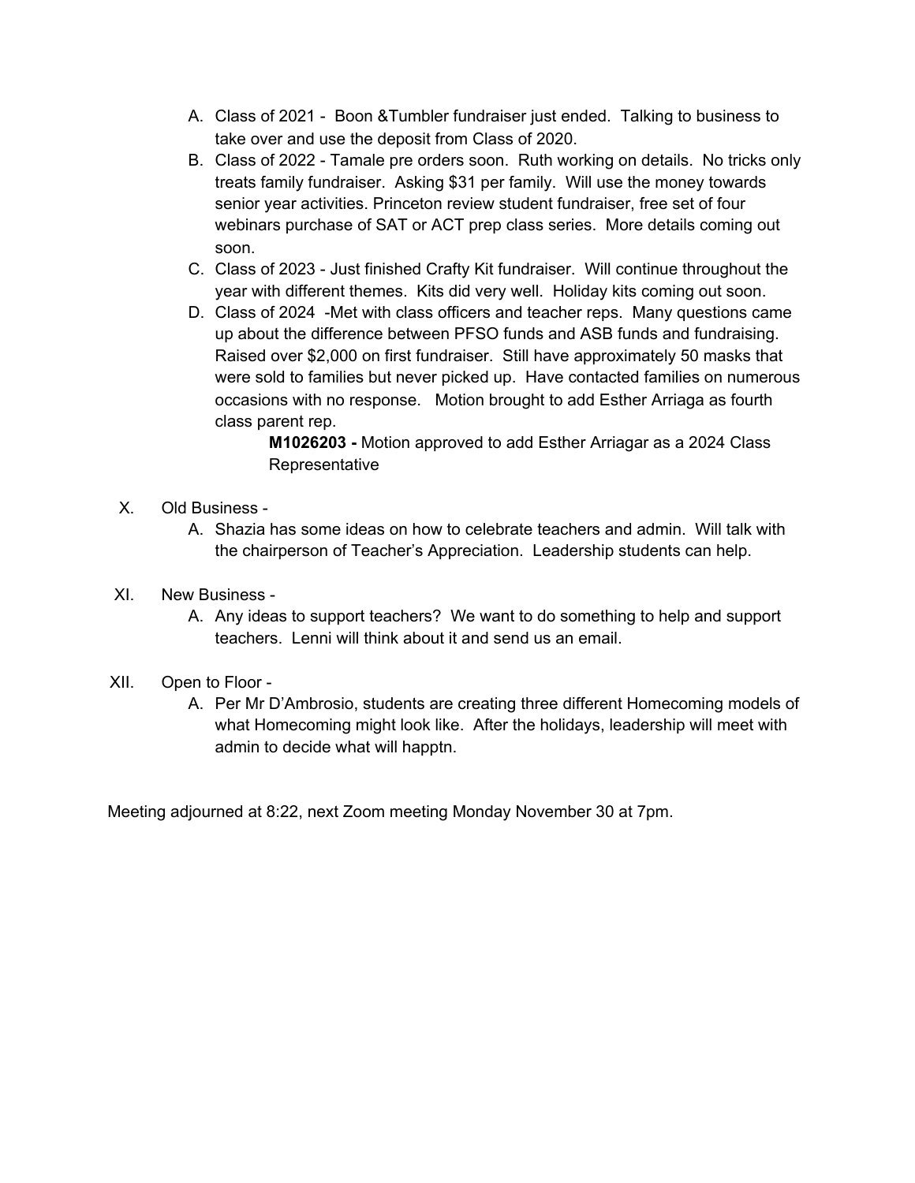A. Class of 2021 - Boon &Tumbler fundraiser just ended. Talking to business to take over and use the deposit from Class of 2020.

B. Class of 2022 - Tamale pre orders soon. Ruth working on details. No tricks only treats family fundraiser. Asking $31 per family. Will use the money towards senior year activities. Princeton review student fundraiser, free set of four webinars purchase of SAT or ACT prep class series. More details coming out soon.

C. Class of 2023 - Just finished Crafty Kit fundraiser. Will continue throughout the year with different themes. Kits did very well. Holiday kits coming out soon.

D. Class of 2024 -Met with class officers and teacher reps. Many questions came up about the difference between PFSO funds and ASB funds and fundraising. Raised over $2,000 on first fundraiser. Still have approximately 50 masks that were sold to families but never picked up. Have contacted families on numerous occasions with no response. Motion brought to add Esther Arriaga as fourth class parent rep.

> **M1026203 -** Motion approved to add Esther Arriagar as a 2024 Class Representative

X. Old Business -

A. Shazia has some ideas on how to celebrate teachers and admin. Will talk with the chairperson of Teacher's Appreciation. Leadership students can help.

XI. New Business -

A. Any ideas to support teachers? We want to do something to help and support teachers. Lenni will think about it and send us an email.

XII. Open to Floor -

A. Per Mr D'Ambrosio, students are creating three different Homecoming models of what Homecoming might look like. After the holidays, leadership will meet with admin to decide what will happtn.

Meeting adjourned at 8:22, next Zoom meeting Monday November 30 at 7pm.